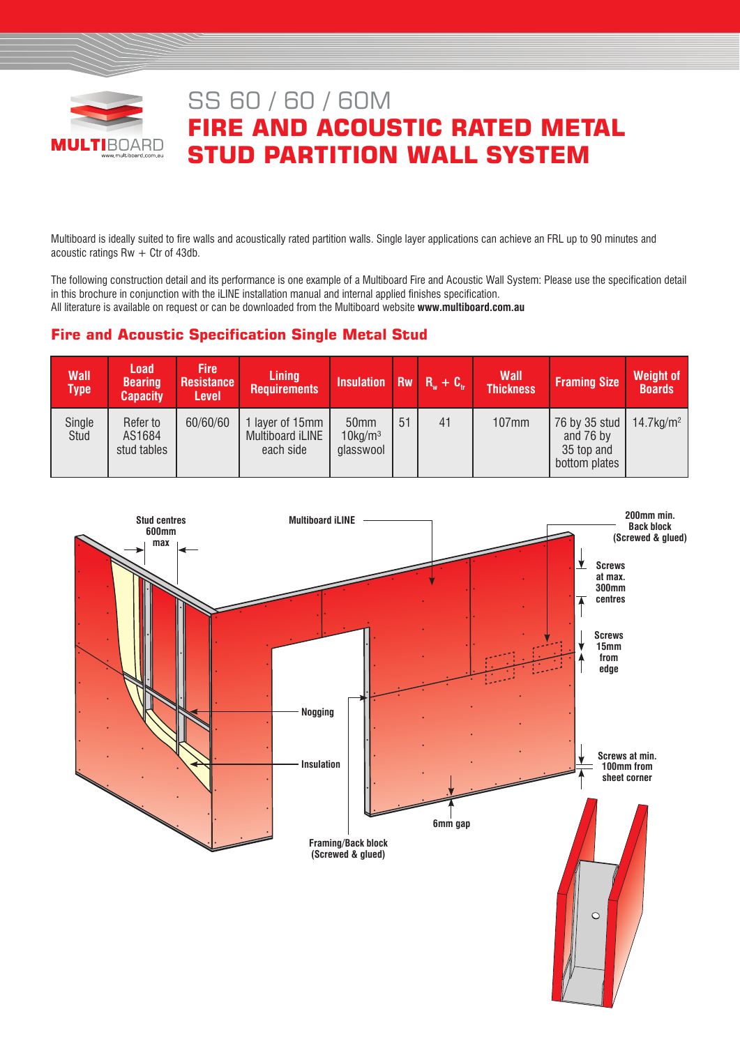# SS 60 / 60 / 60M

# FIRE AND ACOUSTIC RATED METAL STUD PARTITION WALL SYSTEM

Multiboard is ideally suited to fire walls and acoustically rated partition walls. Single layer applications can achieve an FRL up to 90 minutes and acoustic ratings Rw + Ctr of 43db.

The following construction detail and its performance is one example of a Multiboard Fire and Acoustic Wall System: Please use the specification detail in this brochure in conjunction with the iLINE installation manual and internal applied finishes specification.
All literature is available on request or can be downloaded from the Multiboard website **www.multiboard.com.au**

## Fire and Acoustic Specification Single Metal Stud

| Wall Type | Load Bearing Capacity | Fire Resistance Level | Lining Requirements | Insulation | Rw | $R_w + C_{tr}$ | Wall Thickness | Framing Size | Weight of Boards |
|---|---|---|---|---|---|---|---|---|---|
| Single Stud | Refer to AS1684 stud tables | 60/60/60 | 1 layer of 15mm Multiboard iLINE each side | 50mm 10kg/m$^3$ glasswool | 51 | 41 | 107mm | 76 by 35 stud and 76 by 35 top and bottom plates | 14.7kg/m$^2$ |

Stud centres 600mm max

Multiboard iLINE

200mm min. Back block (Screwed & glued)

Screws at max. 300mm centres

Screws 15mm from edge

Nogging

Insulation

Screws at min. 100mm from sheet corner

6mm gap

Framing/Back block (Screwed & glued)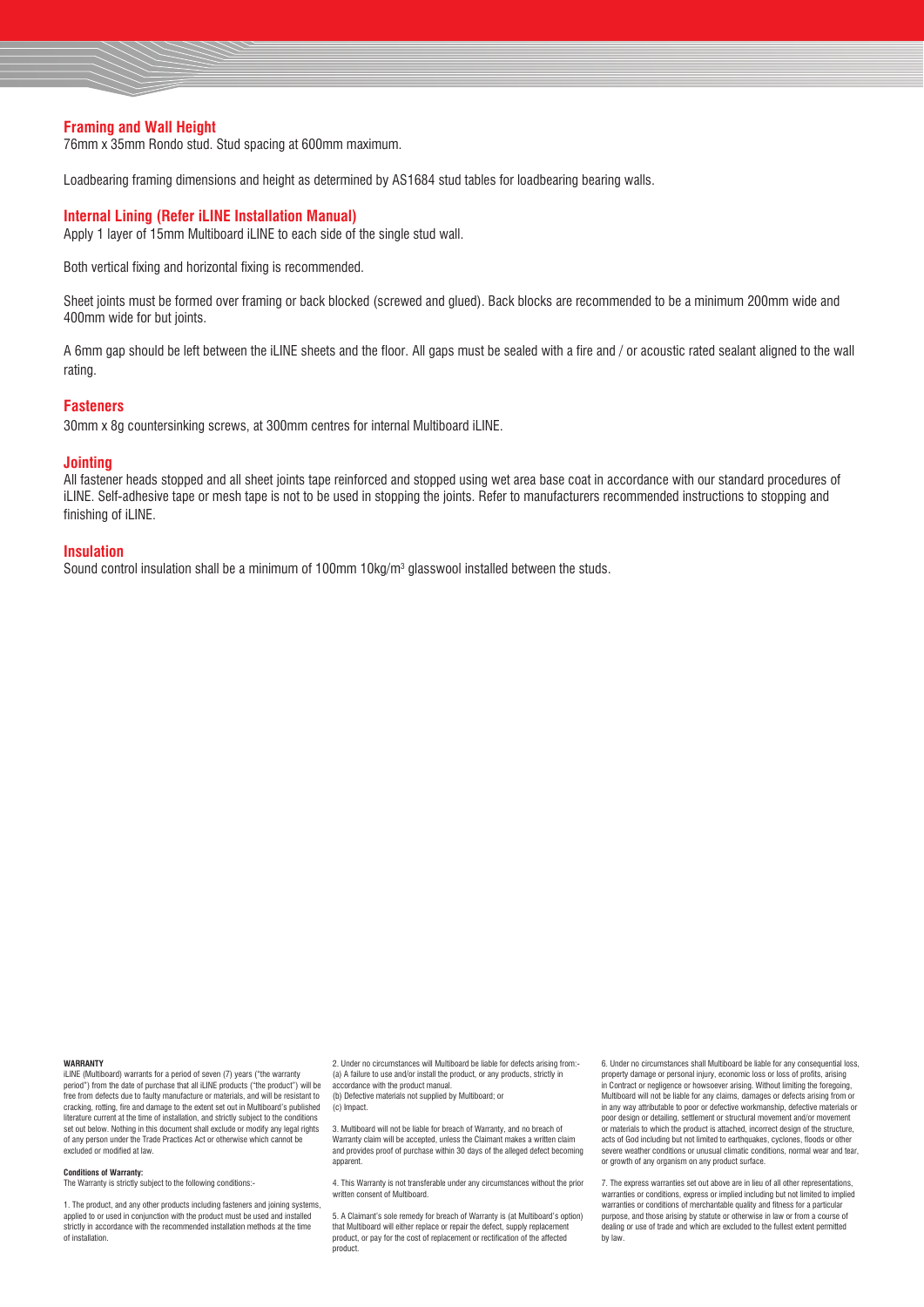## Framing and Wall Height

76mm x 35mm Rondo stud. Stud spacing at 600mm maximum.

Loadbearing framing dimensions and height as determined by AS1684 stud tables for loadbearing bearing walls.

## Internal Lining (Refer iLINE Installation Manual)

Apply 1 layer of 15mm Multiboard iLINE to each side of the single stud wall.

Both vertical fixing and horizontal fixing is recommended.

Sheet joints must be formed over framing or back blocked (screwed and glued). Back blocks are recommended to be a minimum 200mm wide and 400mm wide for but joints.

A 6mm gap should be left between the iLINE sheets and the floor. All gaps must be sealed with a fire and / or acoustic rated sealant aligned to the wall rating.

## Fasteners

30mm x 8g countersinking screws, at 300mm centres for internal Multiboard iLINE.

## Jointing

All fastener heads stopped and all sheet joints tape reinforced and stopped using wet area base coat in accordance with our standard procedures of iLINE. Self-adhesive tape or mesh tape is not to be used in stopping the joints. Refer to manufacturers recommended instructions to stopping and finishing of iLINE.

## Insulation

Sound control insulation shall be a minimum of 100mm 10kg/m$^3$ glasswool installed between the studs.

**WARRANTY**

iLINE (Multiboard) warrants for a period of seven (7) years ("the warranty period") from the date of purchase that all iLINE products ("the product") will be free from defects due to faulty manufacture or materials, and will be resistant to cracking, rotting, fire and damage to the extent set out in Multiboard's published literature current at the time of installation, and strictly subject to the conditions set out below. Nothing in this document shall exclude or modify any legal rights of any person under the Trade Practices Act or otherwise which cannot be excluded or modified at law.

**Conditions of Warranty:**

The Warranty is strictly subject to the following conditions:-

1. The product, and any other products including fasteners and joining systems, applied to or used in conjunction with the product must be used and installed strictly in accordance with the recommended installation methods at the time of installation.

2. Under no circumstances will Multiboard be liable for defects arising from:-
(a) A failure to use and/or install the product, or any products, strictly in accordance with the product manual.
(b) Defective materials not supplied by Multiboard; or
(c) Impact.

3. Multiboard will not be liable for breach of Warranty, and no breach of Warranty claim will be accepted, unless the Claimant makes a written claim and provides proof of purchase within 30 days of the alleged defect becoming apparent.

4. This Warranty is not transferable under any circumstances without the prior written consent of Multiboard.

5. A Claimant's sole remedy for breach of Warranty is (at Multiboard's option) that Multiboard will either replace or repair the defect, supply replacement product, or pay for the cost of replacement or rectification of the affected product.

6. Under no circumstances shall Multiboard be liable for any consequential loss, property damage or personal injury, economic loss or loss of profits, arising in Contract or negligence or howsoever arising. Without limiting the foregoing, Multiboard will not be liable for any claims, damages or defects arising from or in any way attributable to poor or defective workmanship, defective materials or poor design or detailing, settlement or structural movement and/or movement or materials to which the product is attached, incorrect design of the structure, acts of God including but not limited to earthquakes, cyclones, floods or other severe weather conditions or unusual climatic conditions, normal wear and tear, or growth of any organism on any product surface.

7. The express warranties set out above are in lieu of all other representations, warranties or conditions, express or implied including but not limited to implied warranties or conditions of merchantable quality and fitness for a particular purpose, and those arising by statute or otherwise in law or from a course of dealing or use of trade and which are excluded to the fullest extent permitted by law.